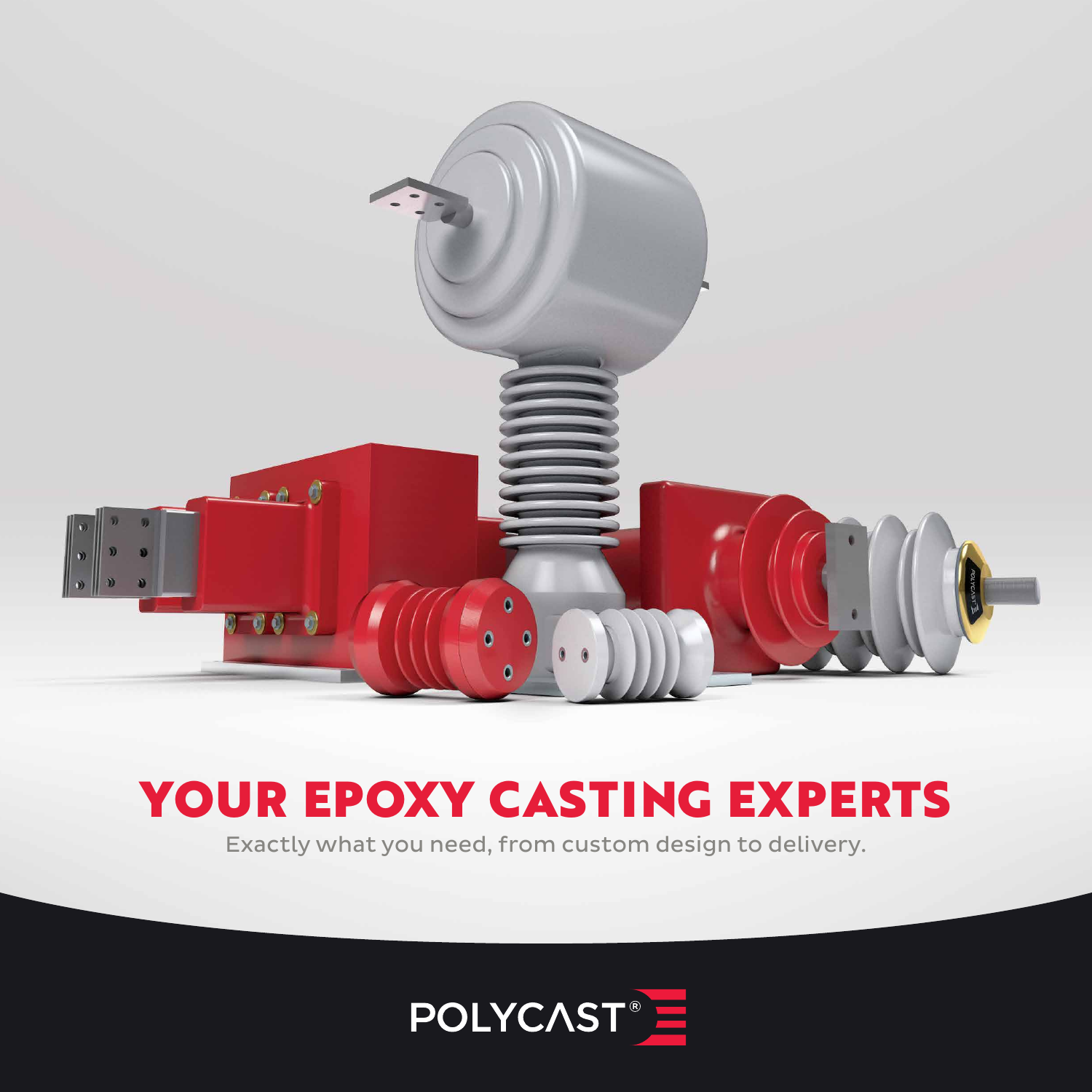# YOUR EPOXY CASTING EXPERTS

Exactly what you need, from custom design to delivery.

POLYCAST®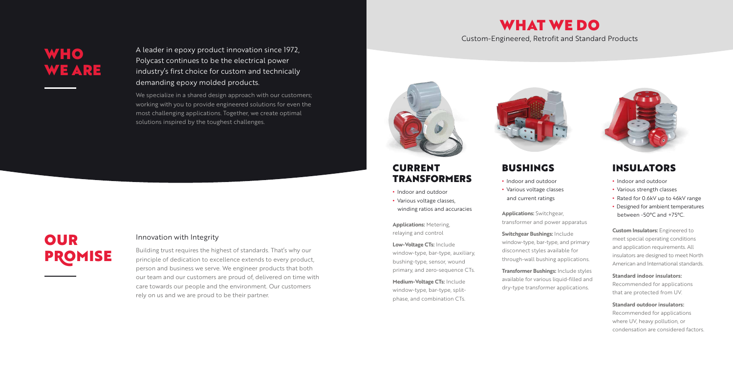# WHO WE ARE

A leader in epoxy product innovation since 1972, Polycast continues to be the electrical power industry's first choice for custom and technically demanding epoxy molded products.

We specialize in a shared design approach with our customers; working with you to provide engineered solutions for even the most challenging applications. Together, we create optimal solutions inspired by the toughest challenges.

# OUR PROMISE

## Innovation with Integrity

Building trust requires the highest of standards. That's why our principle of dedication to excellence extends to every product, person and business we serve. We engineer products that both our team and our customers are proud of, delivered on time with care towards our people and the environment. Our customers rely on us and we are proud to be their partner.

# WHAT WE DO

Custom-Engineered, Retrofit and Standard Products

## CURRENT TRANSFORMERS

- Indoor and outdoor
- Various voltage classes, winding ratios and accuracies

**Applications:** Metering, relaying and control

**Low-Voltage CTs:** Include window-type, bar-type, auxiliary, bushing-type, sensor, wound primary, and zero-sequence CTs.

**Medium-Voltage CTs:** Include window-type, bar-type, split-phase, and combination CTs.

## BUSHINGS

- Indoor and outdoor
- Various voltage classes and current ratings

**Applications:** Switchgear, transformer and power apparatus

**Switchgear Bushings:** Include window-type, bar-type, and primary disconnect styles available for through-wall bushing applications.

**Transformer Bushings:** Include styles available for various liquid-filled and dry-type transformer applications.

## INSULATORS

- Indoor and outdoor
- Various strength classes
- Rated for 0.6kV up to 46kV range
- Designed for ambient temperatures between -50°C and +75°C.

**Custom Insulators:** Engineered to meet special operating conditions and application requirements. All insulators are designed to meet North American and International standards.

**Standard indoor insulators:** Recommended for applications that are protected from UV.

**Standard outdoor insulators:** Recommended for applications where UV, heavy pollution, or condensation are considered factors.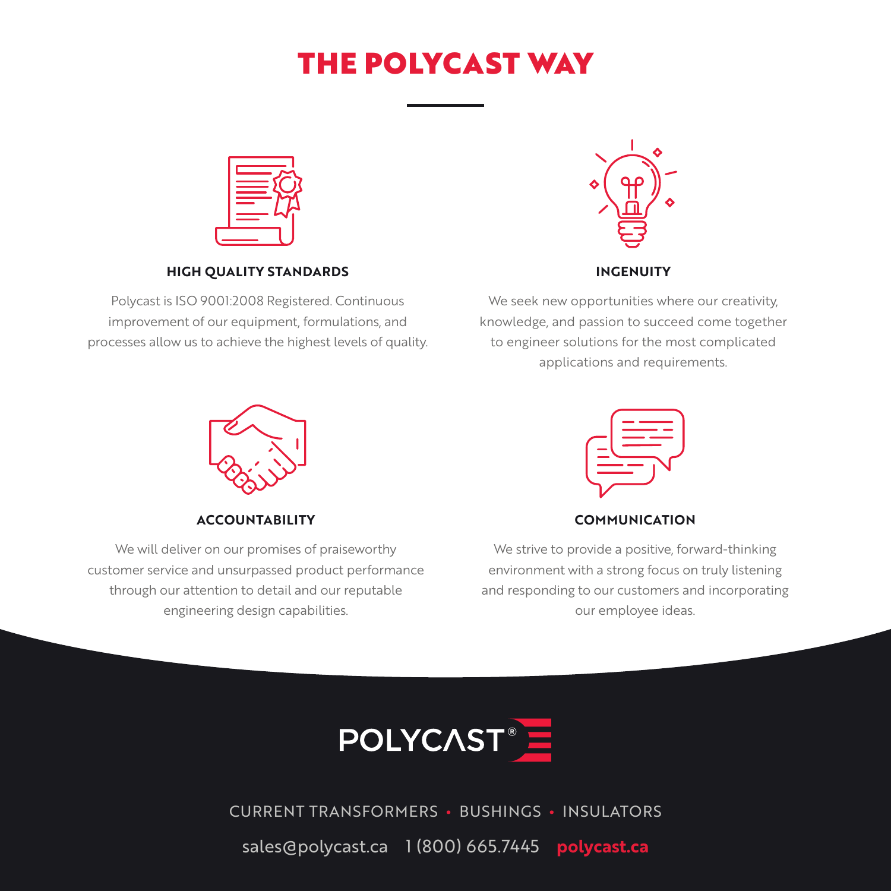# THE POLYCAST WAY

### HIGH QUALITY STANDARDS

Polycast is ISO 9001:2008 Registered. Continuous improvement of our equipment, formulations, and processes allow us to achieve the highest levels of quality.

### INGENUITY

We seek new opportunities where our creativity, knowledge, and passion to succeed come together to engineer solutions for the most complicated applications and requirements.

### ACCOUNTABILITY

We will deliver on our promises of praiseworthy customer service and unsurpassed product performance through our attention to detail and our reputable engineering design capabilities.

### COMMUNICATION

We strive to provide a positive, forward-thinking environment with a strong focus on truly listening and responding to our customers and incorporating our employee ideas.

POLYCAST®

CURRENT TRANSFORMERS • BUSHINGS • INSULATORS

sales@polycast.ca 1 (800) 665.7445 **polycast.ca**